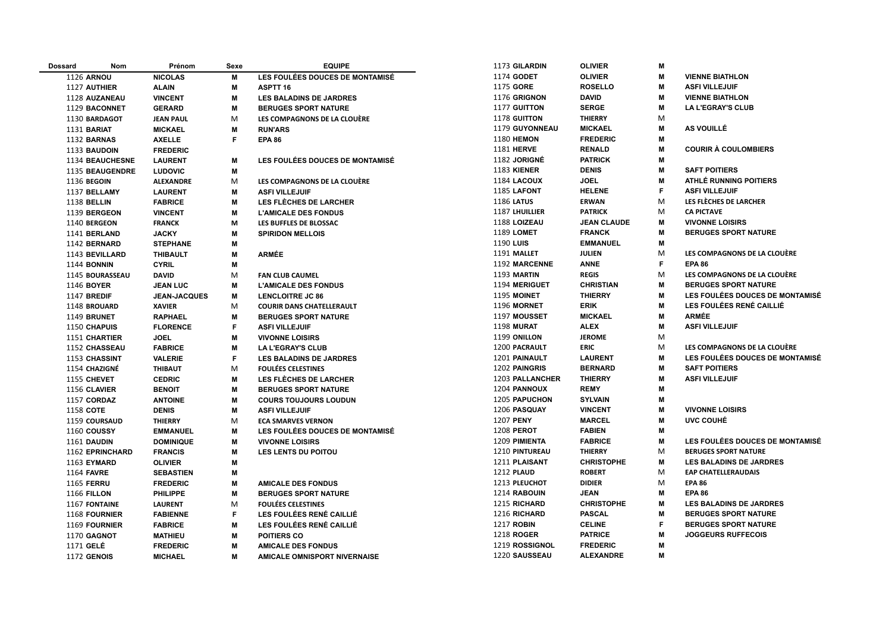| Dossard | Nom | Prénom | Sexe | EQUIPE |
|---|---|---|---|---|
| 1126 | **ARNOU** | **NICOLAS** | M | **LES FOULÉES DOUCES DE MONTAMISÉ** |
| 1127 | **AUTHIER** | **ALAIN** | M | **ASPTT 16** |
| 1128 | **AUZANEAU** | **VINCENT** | M | **LES BALADINS DE JARDRES** |
| 1129 | **BACONNET** | **GERARD** | M | **BERUGES SPORT NATURE** |
| 1130 | **BARDAGOT** | **JEAN PAUL** | M | **LES COMPAGNONS DE LA CLOUÈRE** |
| 1131 | **BARIAT** | **MICKAEL** | M | **RUN'ARS** |
| 1132 | **BARNAS** | **AXELLE** | F | **EPA 86** |
| 1133 | **BAUDOIN** | **FREDERIC** | | |
| 1134 | **BEAUCHESNE** | **LAURENT** | M | **LES FOULÉES DOUCES DE MONTAMISÉ** |
| 1135 | **BEAUGENDRE** | **LUDOVIC** | M | |
| 1136 | **BEGOIN** | **ALEXANDRE** | M | **LES COMPAGNONS DE LA CLOUÈRE** |
| 1137 | **BELLAMY** | **LAURENT** | M | **ASFI VILLEJUIF** |
| 1138 | **BELLIN** | **FABRICE** | M | **LES FLÈCHES DE LARCHER** |
| 1139 | **BERGEON** | **VINCENT** | M | **L'AMICALE DES FONDUS** |
| 1140 | **BERGEON** | **FRANCK** | M | **LES BUFFLES DE BLOSSAC** |
| 1141 | **BERLAND** | **JACKY** | M | **SPIRIDON MELLOIS** |
| 1142 | **BERNARD** | **STEPHANE** | M | |
| 1143 | **BEVILLARD** | **THIBAULT** | M | **ARMÉE** |
| 1144 | **BONNIN** | **CYRIL** | M | |
| 1145 | **BOURASSEAU** | **DAVID** | M | **FAN CLUB CAUMEL** |
| 1146 | **BOYER** | **JEAN LUC** | M | **L'AMICALE DES FONDUS** |
| 1147 | **BREDIF** | **JEAN-JACQUES** | M | **LENCLOITRE JC 86** |
| 1148 | **BROUARD** | **XAVIER** | M | **COURIR DANS CHATELLERAULT** |
| 1149 | **BRUNET** | **RAPHAEL** | M | **BERUGES SPORT NATURE** |
| 1150 | **CHAPUIS** | **FLORENCE** | F | **ASFI VILLEJUIF** |
| 1151 | **CHARTIER** | **JOEL** | M | **VIVONNE LOISIRS** |
| 1152 | **CHASSEAU** | **FABRICE** | M | **LA L'EGRAY'S CLUB** |
| 1153 | **CHASSINT** | **VALERIE** | F | **LES BALADINS DE JARDRES** |
| 1154 | **CHAZIGNÉ** | **THIBAUT** | M | **FOULÉES CELESTINES** |
| 1155 | **CHEVET** | **CEDRIC** | M | **LES FLÈCHES DE LARCHER** |
| 1156 | **CLAVIER** | **BENOIT** | M | **BERUGES SPORT NATURE** |
| 1157 | **CORDAZ** | **ANTOINE** | M | **COURS TOUJOURS LOUDUN** |
| 1158 | **COTE** | **DENIS** | M | **ASFI VILLEJUIF** |
| 1159 | **COURSAUD** | **THIERRY** | M | **ECA SMARVES VERNON** |
| 1160 | **COUSSY** | **EMMANUEL** | M | **LES FOULÉES DOUCES DE MONTAMISÉ** |
| 1161 | **DAUDIN** | **DOMINIQUE** | M | **VIVONNE LOISIRS** |
| 1162 | **EPRINCHARD** | **FRANCIS** | M | **LES LENTS DU POITOU** |
| 1163 | **EYMARD** | **OLIVIER** | M | |
| 1164 | **FAVRE** | **SEBASTIEN** | M | |
| 1165 | **FERRU** | **FREDERIC** | M | **AMICALE DES FONDUS** |
| 1166 | **FILLON** | **PHILIPPE** | M | **BERUGES SPORT NATURE** |
| 1167 | **FONTAINE** | **LAURENT** | M | **FOULÉES CELESTINES** |
| 1168 | **FOURNIER** | **FABIENNE** | F | **LES FOULÉES RENÉ CAILLIÉ** |
| 1169 | **FOURNIER** | **FABRICE** | M | **LES FOULÉES RENÉ CAILLIÉ** |
| 1170 | **GAGNOT** | **MATHIEU** | M | **POITIERS CO** |
| 1171 | **GELÉ** | **FREDERIC** | M | **AMICALE DES FONDUS** |
| 1172 | **GENOIS** | **MICHAEL** | M | **AMICALE OMNISPORT NIVERNAISE** |
| 1173 | **GILARDIN** | **OLIVIER** | M | |
| 1174 | **GODET** | **OLIVIER** | M | **VIENNE BIATHLON** |
| 1175 | **GORE** | **ROSELLO** | M | **ASFI VILLEJUIF** |
| 1176 | **GRIGNON** | **DAVID** | M | **VIENNE BIATHLON** |
| 1177 | **GUITTON** | **SERGE** | M | **LA L'EGRAY'S CLUB** |
| 1178 | **GUITTON** | **THIERRY** | M | |
| 1179 | **GUYONNEAU** | **MICKAEL** | M | **AS VOUILLÉ** |
| 1180 | **HEMON** | **FREDERIC** | M | |
| 1181 | **HERVE** | **RENALD** | M | **COURIR À COULOMBIERS** |
| 1182 | **JORIGNÉ** | **PATRICK** | M | |
| 1183 | **KIENER** | **DENIS** | M | **SAFT POITIERS** |
| 1184 | **LACOUX** | **JOEL** | M | **ATHLÉ RUNNING POITIERS** |
| 1185 | **LAFONT** | **HELENE** | F | **ASFI VILLEJUIF** |
| 1186 | **LATUS** | **ERWAN** | M | **LES FLÈCHES DE LARCHER** |
| 1187 | **LHUILLIER** | **PATRICK** | M | **CA PICTAVE** |
| 1188 | **LOIZEAU** | **JEAN CLAUDE** | M | **VIVONNE LOISIRS** |
| 1189 | **LOMET** | **FRANCK** | M | **BERUGES SPORT NATURE** |
| 1190 | **LUIS** | **EMMANUEL** | M | |
| 1191 | **MALLET** | **JULIEN** | M | **LES COMPAGNONS DE LA CLOUÈRE** |
| 1192 | **MARCENNE** | **ANNE** | F | **EPA 86** |
| 1193 | **MARTIN** | **REGIS** | M | **LES COMPAGNONS DE LA CLOUÈRE** |
| 1194 | **MERIGUET** | **CHRISTIAN** | M | **BERUGES SPORT NATURE** |
| 1195 | **MOINET** | **THIERRY** | M | **LES FOULÉES DOUCES DE MONTAMISÉ** |
| 1196 | **MORNET** | **ERIK** | M | **LES FOULÉES RENÉ CAILLIÉ** |
| 1197 | **MOUSSET** | **MICKAEL** | M | **ARMÉE** |
| 1198 | **MURAT** | **ALEX** | M | **ASFI VILLEJUIF** |
| 1199 | **ONILLON** | **JEROME** | M | |
| 1200 | **PACRAULT** | **ERIC** | M | **LES COMPAGNONS DE LA CLOUÈRE** |
| 1201 | **PAINAULT** | **LAURENT** | M | **LES FOULÉES DOUCES DE MONTAMISÉ** |
| 1202 | **PAINGRIS** | **BERNARD** | M | **SAFT POITIERS** |
| 1203 | **PALLANCHER** | **THIERRY** | M | **ASFI VILLEJUIF** |
| 1204 | **PANNOUX** | **REMY** | M | |
| 1205 | **PAPUCHON** | **SYLVAIN** | M | |
| 1206 | **PASQUAY** | **VINCENT** | M | **VIVONNE LOISIRS** |
| 1207 | **PENY** | **MARCEL** | M | **UVC COUHÉ** |
| 1208 | **PEROT** | **FABIEN** | M | |
| 1209 | **PIMIENTA** | **FABRICE** | M | **LES FOULÉES DOUCES DE MONTAMISÉ** |
| 1210 | **PINTUREAU** | **THIERRY** | M | **BERUGES SPORT NATURE** |
| 1211 | **PLAISANT** | **CHRISTOPHE** | M | **LES BALADINS DE JARDRES** |
| 1212 | **PLAUD** | **ROBERT** | M | **EAP CHATELLERAUDAIS** |
| 1213 | **PLEUCHOT** | **DIDIER** | M | **EPA 86** |
| 1214 | **RABOUIN** | **JEAN** | M | **EPA 86** |
| 1215 | **RICHARD** | **CHRISTOPHE** | M | **LES BALADINS DE JARDRES** |
| 1216 | **RICHARD** | **PASCAL** | M | **BERUGES SPORT NATURE** |
| 1217 | **ROBIN** | **CELINE** | F | **BERUGES SPORT NATURE** |
| 1218 | **ROGER** | **PATRICE** | M | **JOGGEURS RUFFECOIS** |
| 1219 | **ROSSIGNOL** | **FREDERIC** | M | |
| 1220 | **SAUSSEAU** | **ALEXANDRE** | M | |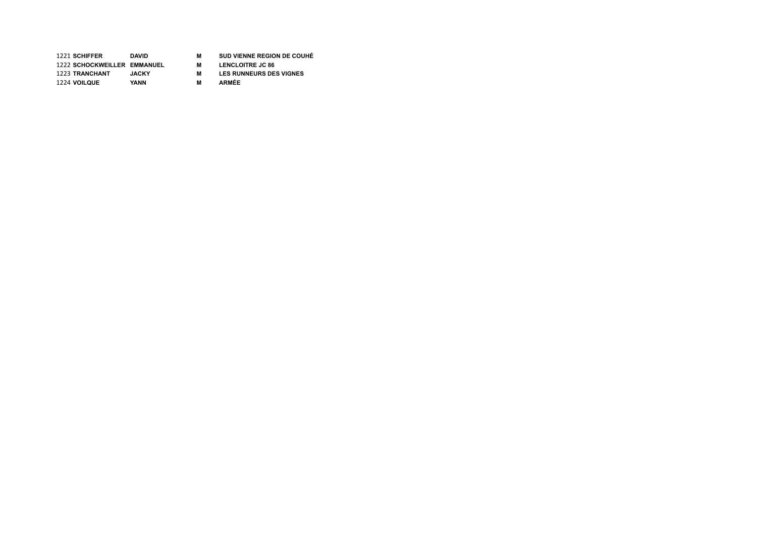| | | | | |
|---|---|---|---|---|
| 1221 | **SCHIFFER** | **DAVID** | **M** | **SUD VIENNE REGION DE COUHÉ** |
| 1222 | **SCHOCKWEILLER** | **EMMANUEL** | **M** | **LENCLOITRE JC 86** |
| 1223 | **TRANCHANT** | **JACKY** | **M** | **LES RUNNEURS DES VIGNES** |
| 1224 | **VOILQUE** | **YANN** | **M** | **ARMÉE** |